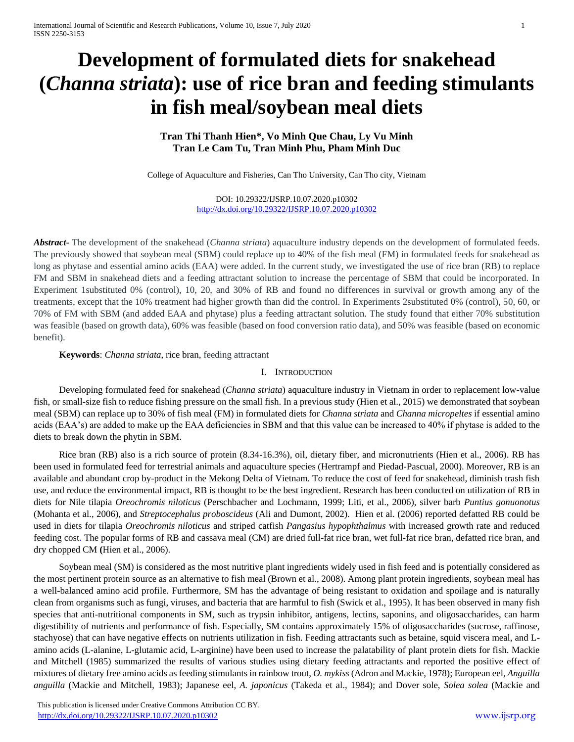# Development of formulated diets for snakehead (*Channa striata*): use of rice bran and feeding stimulants in fish meal/soybean meal diets

**Tran Thi Thanh Hien\*, Vo Minh Que Chau, Ly Vu Minh**
**Tran Le Cam Tu, Tran Minh Phu, Pham Minh Duc**

College of Aquaculture and Fisheries, Can Tho University, Can Tho city, Vietnam

DOI: 10.29322/IJSRP.10.07.2020.p10302
http://dx.doi.org/10.29322/IJSRP.10.07.2020.p10302

***Abstract-*** The development of the snakehead (*Channa striata*) aquaculture industry depends on the development of formulated feeds. The previously showed that soybean meal (SBM) could replace up to 40% of the fish meal (FM) in formulated feeds for snakehead as long as phytase and essential amino acids (EAA) were added. In the current study, we investigated the use of rice bran (RB) to replace FM and SBM in snakehead diets and a feeding attractant solution to increase the percentage of SBM that could be incorporated. In Experiment 1substituted 0% (control), 10, 20, and 30% of RB and found no differences in survival or growth among any of the treatments, except that the 10% treatment had higher growth than did the control. In Experiments 2substituted 0% (control), 50, 60, or 70% of FM with SBM (and added EAA and phytase) plus a feeding attractant solution. The study found that either 70% substitution was feasible (based on growth data), 60% was feasible (based on food conversion ratio data), and 50% was feasible (based on economic benefit).

**Keywords**: *Channa striata*, rice bran, feeding attractant

## I. Introduction

Developing formulated feed for snakehead (*Channa striata*) aquaculture industry in Vietnam in order to replacement low-value fish, or small-size fish to reduce fishing pressure on the small fish. In a previous study (Hien et al., 2015) we demonstrated that soybean meal (SBM) can replace up to 30% of fish meal (FM) in formulated diets for *Channa striata* and *Channa micropeltes* if essential amino acids (EAA's) are added to make up the EAA deficiencies in SBM and that this value can be increased to 40% if phytase is added to the diets to break down the phytin in SBM.

Rice bran (RB) also is a rich source of protein (8.34-16.3%), oil, dietary fiber, and micronutrients (Hien et al., 2006). RB has been used in formulated feed for terrestrial animals and aquaculture species (Hertrampf and Piedad-Pascual, 2000). Moreover, RB is an available and abundant crop by-product in the Mekong Delta of Vietnam. To reduce the cost of feed for snakehead, diminish trash fish use, and reduce the environmental impact, RB is thought to be the best ingredient. Research has been conducted on utilization of RB in diets for Nile tilapia *Oreochromis niloticus* (Perschbacher and Lochmann, 1999; Liti, et al., 2006), silver barb *Puntius gonuonotus* (Mohanta et al., 2006), and *Streptocephalus proboscideus* (Ali and Dumont, 2002). Hien et al. (2006) reported defatted RB could be used in diets for tilapia *Oreochromis niloticus* and striped catfish *Pangasius hypophthalmus* with increased growth rate and reduced feeding cost. The popular forms of RB and cassava meal (CM) are dried full-fat rice bran, wet full-fat rice bran, defatted rice bran, and dry chopped CM **(**Hien et al., 2006).

Soybean meal (SM) is considered as the most nutritive plant ingredients widely used in fish feed and is potentially considered as the most pertinent protein source as an alternative to fish meal (Brown et al., 2008). Among plant protein ingredients, soybean meal has a well-balanced amino acid profile. Furthermore, SM has the advantage of being resistant to oxidation and spoilage and is naturally clean from organisms such as fungi, viruses, and bacteria that are harmful to fish (Swick et al., 1995). It has been observed in many fish species that anti-nutritional components in SM, such as trypsin inhibitor, antigens, lectins, saponins, and oligosaccharides, can harm digestibility of nutrients and performance of fish. Especially, SM contains approximately 15% of oligosaccharides (sucrose, raffinose, stachyose) that can have negative effects on nutrients utilization in fish. Feeding attractants such as betaine, squid viscera meal, and L-amino acids (L-alanine, L-glutamic acid, L-arginine) have been used to increase the palatability of plant protein diets for fish. Mackie and Mitchell (1985) summarized the results of various studies using dietary feeding attractants and reported the positive effect of mixtures of dietary free amino acids as feeding stimulants in rainbow trout, *O. mykiss* (Adron and Mackie, 1978); European eel, *Anguilla anguilla* (Mackie and Mitchell, 1983); Japanese eel, *A. japonicus* (Takeda et al., 1984); and Dover sole, *Solea solea* (Mackie and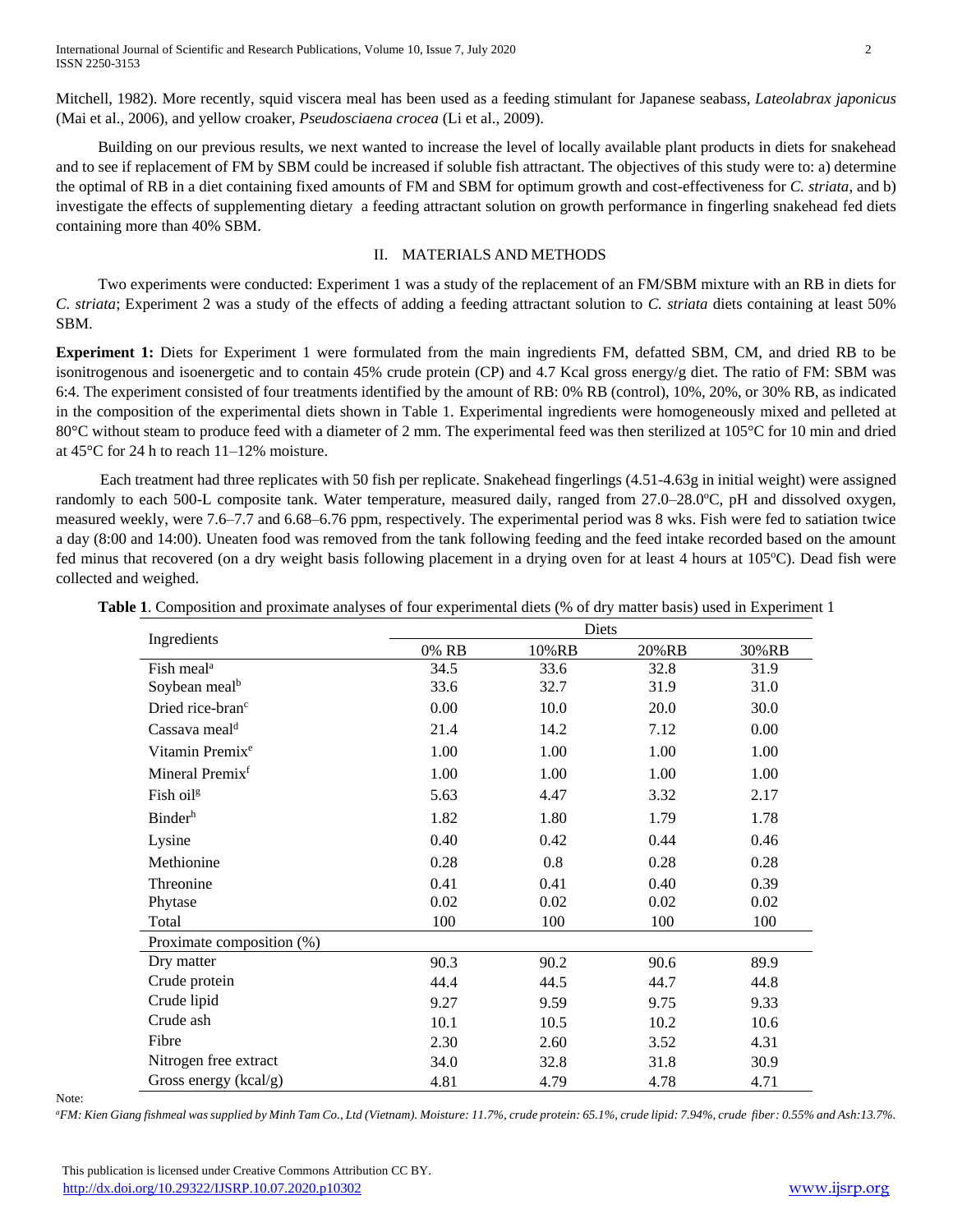Mitchell, 1982). More recently, squid viscera meal has been used as a feeding stimulant for Japanese seabass, *Lateolabrax japonicus* (Mai et al., 2006), and yellow croaker, *Pseudosciaena crocea* (Li et al., 2009).

Building on our previous results, we next wanted to increase the level of locally available plant products in diets for snakehead and to see if replacement of FM by SBM could be increased if soluble fish attractant. The objectives of this study were to: a) determine the optimal of RB in a diet containing fixed amounts of FM and SBM for optimum growth and cost-effectiveness for *C. striata*, and b) investigate the effects of supplementing dietary a feeding attractant solution on growth performance in fingerling snakehead fed diets containing more than 40% SBM.

## II. MATERIALS AND METHODS

Two experiments were conducted: Experiment 1 was a study of the replacement of an FM/SBM mixture with an RB in diets for *C. striata*; Experiment 2 was a study of the effects of adding a feeding attractant solution to *C. striata* diets containing at least 50% SBM.

**Experiment 1:** Diets for Experiment 1 were formulated from the main ingredients FM, defatted SBM, CM, and dried RB to be isonitrogenous and isoenergetic and to contain 45% crude protein (CP) and 4.7 Kcal gross energy/g diet. The ratio of FM: SBM was 6:4. The experiment consisted of four treatments identified by the amount of RB: 0% RB (control), 10%, 20%, or 30% RB, as indicated in the composition of the experimental diets shown in Table 1. Experimental ingredients were homogeneously mixed and pelleted at 80°C without steam to produce feed with a diameter of 2 mm. The experimental feed was then sterilized at 105°C for 10 min and dried at 45°C for 24 h to reach 11–12% moisture.

Each treatment had three replicates with 50 fish per replicate. Snakehead fingerlings (4.51-4.63g in initial weight) were assigned randomly to each 500-L composite tank. Water temperature, measured daily, ranged from 27.0–28.0°C, pH and dissolved oxygen, measured weekly, were 7.6–7.7 and 6.68–6.76 ppm, respectively. The experimental period was 8 wks. Fish were fed to satiation twice a day (8:00 and 14:00). Uneaten food was removed from the tank following feeding and the feed intake recorded based on the amount fed minus that recovered (on a dry weight basis following placement in a drying oven for at least 4 hours at 105°C). Dead fish were collected and weighed.

**Table 1**. Composition and proximate analyses of four experimental diets (% of dry matter basis) used in Experiment 1

| Ingredients | Diets | | | |
|---|---|---|---|---|
| | 0% RB | 10%RB | 20%RB | 30%RB |
| Fish meal[a] | 34.5 | 33.6 | 32.8 | 31.9 |
| Soybean meal[b] | 33.6 | 32.7 | 31.9 | 31.0 |
| Dried rice-bran[c] | 0.00 | 10.0 | 20.0 | 30.0 |
| Cassava meal[d] | 21.4 | 14.2 | 7.12 | 0.00 |
| Vitamin Premix[e] | 1.00 | 1.00 | 1.00 | 1.00 |
| Mineral Premix[f] | 1.00 | 1.00 | 1.00 | 1.00 |
| Fish oil[g] | 5.63 | 4.47 | 3.32 | 2.17 |
| Binder[h] | 1.82 | 1.80 | 1.79 | 1.78 |
| Lysine | 0.40 | 0.42 | 0.44 | 0.46 |
| Methionine | 0.28 | 0.8 | 0.28 | 0.28 |
| Threonine | 0.41 | 0.41 | 0.40 | 0.39 |
| Phytase | 0.02 | 0.02 | 0.02 | 0.02 |
| Total | 100 | 100 | 100 | 100 |
| Proximate composition (%) | | | | |
| Dry matter | 90.3 | 90.2 | 90.6 | 89.9 |
| Crude protein | 44.4 | 44.5 | 44.7 | 44.8 |
| Crude lipid | 9.27 | 9.59 | 9.75 | 9.33 |
| Crude ash | 10.1 | 10.5 | 10.2 | 10.6 |
| Fibre | 2.30 | 2.60 | 3.52 | 4.31 |
| Nitrogen free extract | 34.0 | 32.8 | 31.8 | 30.9 |
| Gross energy (kcal/g) | 4.81 | 4.79 | 4.78 | 4.71 |

Note:

*[a]FM: Kien Giang fishmeal was supplied by Minh Tam Co., Ltd (Vietnam). Moisture: 11.7%, crude protein: 65.1%, crude lipid: 7.94%, crude fiber: 0.55% and Ash:13.7%.*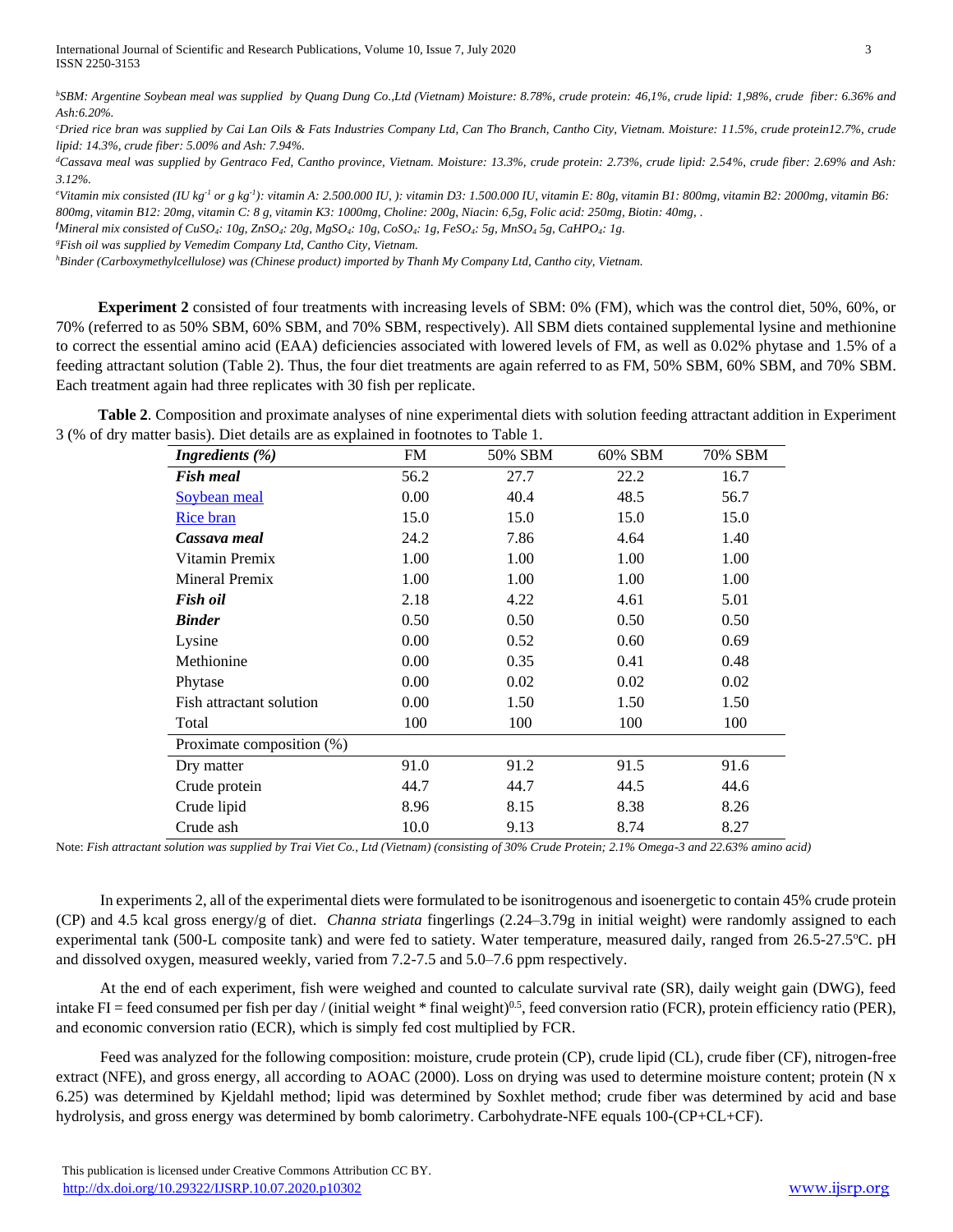[b]SBM: Argentine Soybean meal was supplied by Quang Dung Co.,Ltd (Vietnam) Moisture: 8.78%, crude protein: 46,1%, crude lipid: 1,98%, crude fiber: 6.36% and Ash:6.20%.

[c]Dried rice bran was supplied by Cai Lan Oils & Fats Industries Company Ltd, Can Tho Branch, Cantho City, Vietnam. Moisture: 11.5%, crude protein12.7%, crude lipid: 14.3%, crude fiber: 5.00% and Ash: 7.94%.

[d]Cassava meal was supplied by Gentraco Fed, Cantho province, Vietnam. Moisture: 13.3%, crude protein: 2.73%, crude lipid: 2.54%, crude fiber: 2.69% and Ash: 3.12%.

[e]Vitamin mix consisted (IU $kg^{-1}$ or g $kg^{-1}$): vitamin A: 2.500.000 IU, ): vitamin D3: 1.500.000 IU, vitamin E: 80g, vitamin B1: 800mg, vitamin B2: 2000mg, vitamin B6: 800mg, vitamin B12: 20mg, vitamin C: 8 g, vitamin K3: 1000mg, Choline: 200g, Niacin: 6,5g, Folic acid: 250mg, Biotin: 40mg, .

[f]Mineral mix consisted of $CuSO_4$: 10g, $ZnSO_4$: 20g, $MgSO_4$: 10g, $CoSO_4$: 1g, $FeSO_4$: 5g, $MnSO_4$ 5g, $CaHPO_4$: 1g.

[g]Fish oil was supplied by Vemedim Company Ltd, Cantho City, Vietnam.

[h]Binder (Carboxymethylcellulose) was (Chinese product) imported by Thanh My Company Ltd, Cantho city, Vietnam.

**Experiment 2** consisted of four treatments with increasing levels of SBM: 0% (FM), which was the control diet, 50%, 60%, or 70% (referred to as 50% SBM, 60% SBM, and 70% SBM, respectively). All SBM diets contained supplemental lysine and methionine to correct the essential amino acid (EAA) deficiencies associated with lowered levels of FM, as well as 0.02% phytase and 1.5% of a feeding attractant solution (Table 2). Thus, the four diet treatments are again referred to as FM, 50% SBM, 60% SBM, and 70% SBM. Each treatment again had three replicates with 30 fish per replicate.

**Table 2**. Composition and proximate analyses of nine experimental diets with solution feeding attractant addition in Experiment 3 (% of dry matter basis). Diet details are as explained in footnotes to Table 1.

| *Ingredients (%)* | FM | 50% SBM | 60% SBM | 70% SBM |
|---|---|---|---|---|
| ***Fish meal*** | 56.2 | 27.7 | 22.2 | 16.7 |
| Soybean meal | 0.00 | 40.4 | 48.5 | 56.7 |
| Rice bran | 15.0 | 15.0 | 15.0 | 15.0 |
| ***Cassava meal*** | 24.2 | 7.86 | 4.64 | 1.40 |
| Vitamin Premix | 1.00 | 1.00 | 1.00 | 1.00 |
| Mineral Premix | 1.00 | 1.00 | 1.00 | 1.00 |
| ***Fish oil*** | 2.18 | 4.22 | 4.61 | 5.01 |
| ***Binder*** | 0.50 | 0.50 | 0.50 | 0.50 |
| Lysine | 0.00 | 0.52 | 0.60 | 0.69 |
| Methionine | 0.00 | 0.35 | 0.41 | 0.48 |
| Phytase | 0.00 | 0.02 | 0.02 | 0.02 |
| Fish attractant solution | 0.00 | 1.50 | 1.50 | 1.50 |
| Total | 100 | 100 | 100 | 100 |
| Proximate composition (%) | | | | |
| Dry matter | 91.0 | 91.2 | 91.5 | 91.6 |
| Crude protein | 44.7 | 44.7 | 44.5 | 44.6 |
| Crude lipid | 8.96 | 8.15 | 8.38 | 8.26 |
| Crude ash | 10.0 | 9.13 | 8.74 | 8.27 |

Note: *Fish attractant solution was supplied by Trai Viet Co., Ltd (Vietnam) (consisting of 30% Crude Protein; 2.1% Omega-3 and 22.63% amino acid)*

In experiments 2, all of the experimental diets were formulated to be isonitrogenous and isoenergetic to contain 45% crude protein (CP) and 4.5 kcal gross energy/g of diet. *Channa striata* fingerlings (2.24–3.79g in initial weight) were randomly assigned to each experimental tank (500-L composite tank) and were fed to satiety. Water temperature, measured daily, ranged from 26.5-27.5ºC. pH and dissolved oxygen, measured weekly, varied from 7.2-7.5 and 5.0–7.6 ppm respectively.

At the end of each experiment, fish were weighed and counted to calculate survival rate (SR), daily weight gain (DWG), feed intake FI = feed consumed per fish per day / $(\text{initial weight} * \text{final weight})^{0.5}$, feed conversion ratio (FCR), protein efficiency ratio (PER), and economic conversion ratio (ECR), which is simply fed cost multiplied by FCR.

Feed was analyzed for the following composition: moisture, crude protein (CP), crude lipid (CL), crude fiber (CF), nitrogen-free extract (NFE), and gross energy, all according to AOAC (2000). Loss on drying was used to determine moisture content; protein (N x 6.25) was determined by Kjeldahl method; lipid was determined by Soxhlet method; crude fiber was determined by acid and base hydrolysis, and gross energy was determined by bomb calorimetry. Carbohydrate-NFE equals 100-(CP+CL+CF).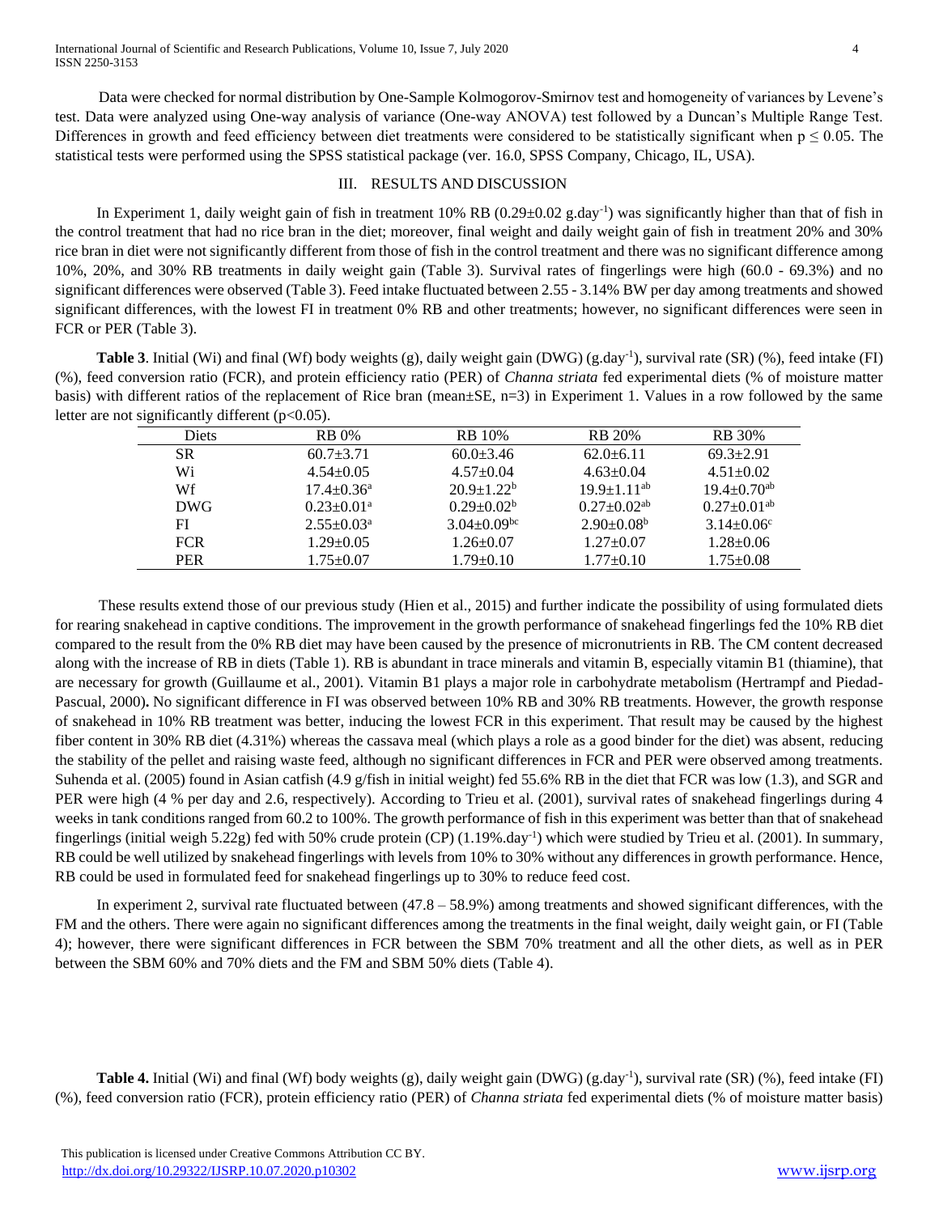Data were checked for normal distribution by One-Sample Kolmogorov-Smirnov test and homogeneity of variances by Levene's test. Data were analyzed using One-way analysis of variance (One-way ANOVA) test followed by a Duncan's Multiple Range Test. Differences in growth and feed efficiency between diet treatments were considered to be statistically significant when $p \leq 0.05$. The statistical tests were performed using the SPSS statistical package (ver. 16.0, SPSS Company, Chicago, IL, USA).

## III. RESULTS AND DISCUSSION

In Experiment 1, daily weight gain of fish in treatment 10% RB (0.29±0.02 g.day$^{-1}$) was significantly higher than that of fish in the control treatment that had no rice bran in the diet; moreover, final weight and daily weight gain of fish in treatment 20% and 30% rice bran in diet were not significantly different from those of fish in the control treatment and there was no significant difference among 10%, 20%, and 30% RB treatments in daily weight gain (Table 3). Survival rates of fingerlings were high (60.0 - 69.3%) and no significant differences were observed (Table 3). Feed intake fluctuated between 2.55 - 3.14% BW per day among treatments and showed significant differences, with the lowest FI in treatment 0% RB and other treatments; however, no significant differences were seen in FCR or PER (Table 3).

**Table 3**. Initial (Wi) and final (Wf) body weights (g), daily weight gain (DWG) (g.day$^{-1}$), survival rate (SR) (%), feed intake (FI) (%), feed conversion ratio (FCR), and protein efficiency ratio (PER) of *Channa striata* fed experimental diets (% of moisture matter basis) with different ratios of the replacement of Rice bran (mean±SE, n=3) in Experiment 1. Values in a row followed by the same letter are not significantly different ($p<0.05$).

| Diets | RB 0% | RB 10% | RB 20% | RB 30% |
|---|---|---|---|---|
| SR | 60.7±3.71 | 60.0±3.46 | 62.0±6.11 | 69.3±2.91 |
| Wi | 4.54±0.05 | 4.57±0.04 | 4.63±0.04 | 4.51±0.02 |
| Wf | 17.4±0.36$^{a}$ | 20.9±1.22$^{b}$ | 19.9±1.11$^{ab}$ | 19.4±0.70$^{ab}$ |
| DWG | 0.23±0.01$^{a}$ | 0.29±0.02$^{b}$ | 0.27±0.02$^{ab}$ | 0.27±0.01$^{ab}$ |
| FI | 2.55±0.03$^{a}$ | 3.04±0.09$^{bc}$ | 2.90±0.08$^{b}$ | 3.14±0.06$^{c}$ |
| FCR | 1.29±0.05 | 1.26±0.07 | 1.27±0.07 | 1.28±0.06 |
| PER | 1.75±0.07 | 1.79±0.10 | 1.77±0.10 | 1.75±0.08 |

These results extend those of our previous study (Hien et al., 2015) and further indicate the possibility of using formulated diets for rearing snakehead in captive conditions. The improvement in the growth performance of snakehead fingerlings fed the 10% RB diet compared to the result from the 0% RB diet may have been caused by the presence of micronutrients in RB. The CM content decreased along with the increase of RB in diets (Table 1). RB is abundant in trace minerals and vitamin B, especially vitamin B1 (thiamine), that are necessary for growth (Guillaume et al., 2001). Vitamin B1 plays a major role in carbohydrate metabolism (Hertrampf and Piedad-Pascual, 2000). No significant difference in FI was observed between 10% RB and 30% RB treatments. However, the growth response of snakehead in 10% RB treatment was better, inducing the lowest FCR in this experiment. That result may be caused by the highest fiber content in 30% RB diet (4.31%) whereas the cassava meal (which plays a role as a good binder for the diet) was absent, reducing the stability of the pellet and raising waste feed, although no significant differences in FCR and PER were observed among treatments. Suhenda et al. (2005) found in Asian catfish (4.9 g/fish in initial weight) fed 55.6% RB in the diet that FCR was low (1.3), and SGR and PER were high (4 % per day and 2.6, respectively). According to Trieu et al. (2001), survival rates of snakehead fingerlings during 4 weeks in tank conditions ranged from 60.2 to 100%. The growth performance of fish in this experiment was better than that of snakehead fingerlings (initial weigh 5.22g) fed with 50% crude protein (CP) (1.19%.day$^{-1}$) which were studied by Trieu et al. (2001). In summary, RB could be well utilized by snakehead fingerlings with levels from 10% to 30% without any differences in growth performance. Hence, RB could be used in formulated feed for snakehead fingerlings up to 30% to reduce feed cost.

In experiment 2, survival rate fluctuated between (47.8 – 58.9%) among treatments and showed significant differences, with the FM and the others. There were again no significant differences among the treatments in the final weight, daily weight gain, or FI (Table 4); however, there were significant differences in FCR between the SBM 70% treatment and all the other diets, as well as in PER between the SBM 60% and 70% diets and the FM and SBM 50% diets (Table 4).

**Table 4.** Initial (Wi) and final (Wf) body weights (g), daily weight gain (DWG) (g.day$^{-1}$), survival rate (SR) (%), feed intake (FI) (%), feed conversion ratio (FCR), protein efficiency ratio (PER) of *Channa striata* fed experimental diets (% of moisture matter basis)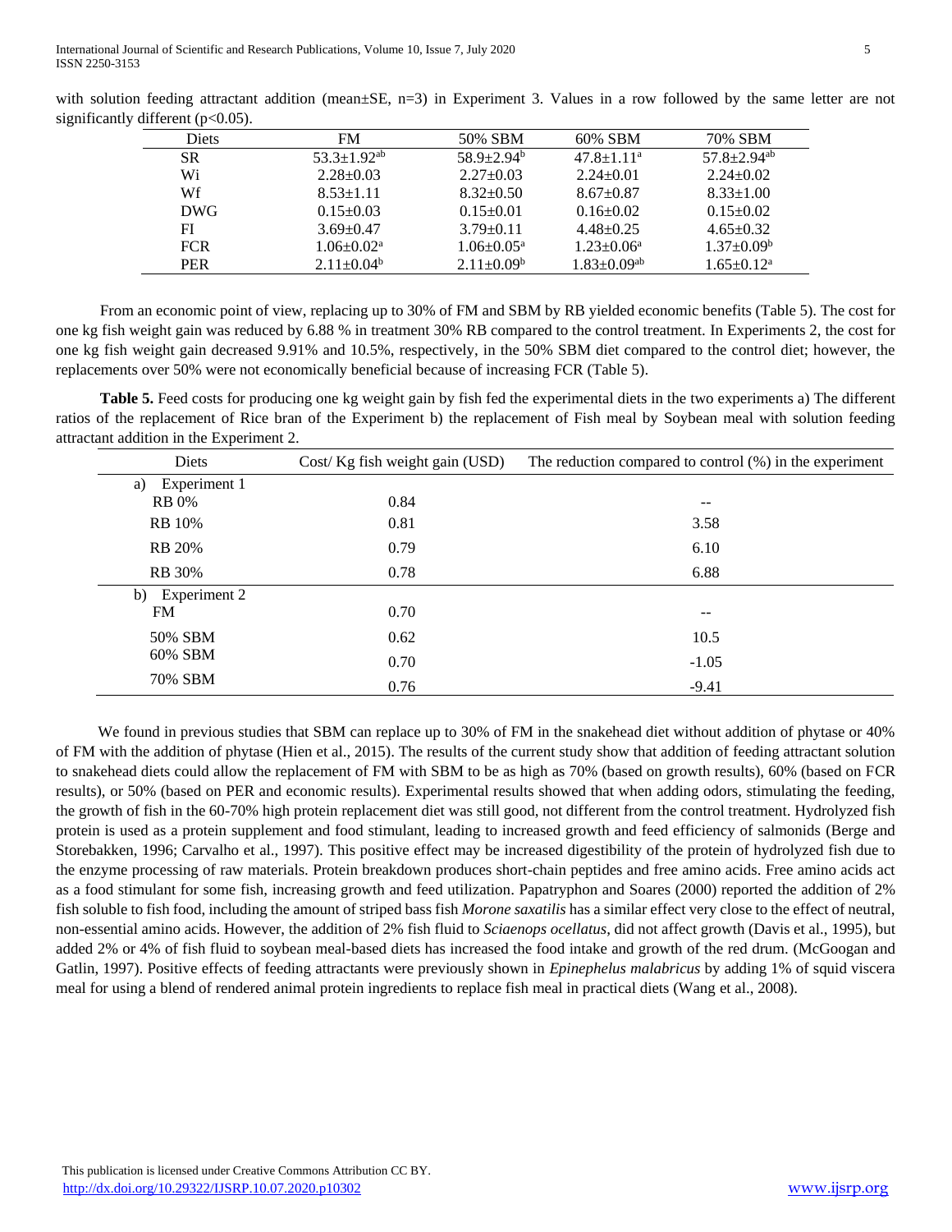with solution feeding attractant addition (mean±SE, n=3) in Experiment 3. Values in a row followed by the same letter are not significantly different (p<0.05).

| Diets | FM | 50% SBM | 60% SBM | 70% SBM |
|---|---|---|---|---|
| SR | 53.3±1.92$^{ab}$ | 58.9±2.94$^{b}$ | 47.8±1.11$^{a}$ | 57.8±2.94$^{ab}$ |
| Wi | 2.28±0.03 | 2.27±0.03 | 2.24±0.01 | 2.24±0.02 |
| Wf | 8.53±1.11 | 8.32±0.50 | 8.67±0.87 | 8.33±1.00 |
| DWG | 0.15±0.03 | 0.15±0.01 | 0.16±0.02 | 0.15±0.02 |
| FI | 3.69±0.47 | 3.79±0.11 | 4.48±0.25 | 4.65±0.32 |
| FCR | 1.06±0.02$^{a}$ | 1.06±0.05$^{a}$ | 1.23±0.06$^{a}$ | 1.37±0.09$^{b}$ |
| PER | 2.11±0.04$^{b}$ | 2.11±0.09$^{b}$ | 1.83±0.09$^{ab}$ | 1.65±0.12$^{a}$ |

From an economic point of view, replacing up to 30% of FM and SBM by RB yielded economic benefits (Table 5). The cost for one kg fish weight gain was reduced by 6.88 % in treatment 30% RB compared to the control treatment. In Experiments 2, the cost for one kg fish weight gain decreased 9.91% and 10.5%, respectively, in the 50% SBM diet compared to the control diet; however, the replacements over 50% were not economically beneficial because of increasing FCR (Table 5).

**Table 5.** Feed costs for producing one kg weight gain by fish fed the experimental diets in the two experiments a) The different ratios of the replacement of Rice bran of the Experiment b) the replacement of Fish meal by Soybean meal with solution feeding attractant addition in the Experiment 2.

| Diets | Cost/ Kg fish weight gain (USD) | The reduction compared to control (%) in the experiment |
|---|---|---|
| a) Experiment 1 | | |
| RB 0% | 0.84 | -- |
| RB 10% | 0.81 | 3.58 |
| RB 20% | 0.79 | 6.10 |
| RB 30% | 0.78 | 6.88 |
| b) Experiment 2 | | |
| FM | 0.70 | -- |
| 50% SBM | 0.62 | 10.5 |
| 60% SBM | 0.70 | -1.05 |
| 70% SBM | 0.76 | -9.41 |

We found in previous studies that SBM can replace up to 30% of FM in the snakehead diet without addition of phytase or 40% of FM with the addition of phytase (Hien et al., 2015). The results of the current study show that addition of feeding attractant solution to snakehead diets could allow the replacement of FM with SBM to be as high as 70% (based on growth results), 60% (based on FCR results), or 50% (based on PER and economic results). Experimental results showed that when adding odors, stimulating the feeding, the growth of fish in the 60-70% high protein replacement diet was still good, not different from the control treatment. Hydrolyzed fish protein is used as a protein supplement and food stimulant, leading to increased growth and feed efficiency of salmonids (Berge and Storebakken, 1996; Carvalho et al., 1997). This positive effect may be increased digestibility of the protein of hydrolyzed fish due to the enzyme processing of raw materials. Protein breakdown produces short-chain peptides and free amino acids. Free amino acids act as a food stimulant for some fish, increasing growth and feed utilization. Papatryphon and Soares (2000) reported the addition of 2% fish soluble to fish food, including the amount of striped bass fish *Morone saxatilis* has a similar effect very close to the effect of neutral, non-essential amino acids. However, the addition of 2% fish fluid to *Sciaenops ocellatus*, did not affect growth (Davis et al., 1995), but added 2% or 4% of fish fluid to soybean meal-based diets has increased the food intake and growth of the red drum. (McGoogan and Gatlin, 1997). Positive effects of feeding attractants were previously shown in *Epinephelus malabricus* by adding 1% of squid viscera meal for using a blend of rendered animal protein ingredients to replace fish meal in practical diets (Wang et al., 2008).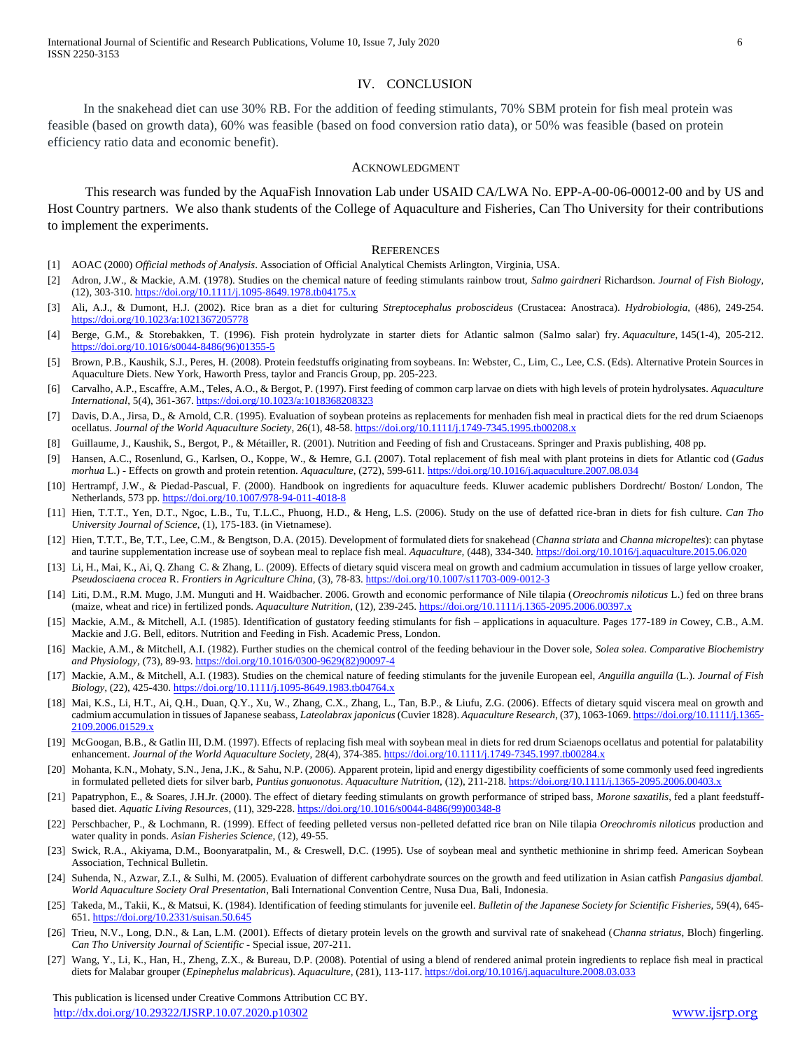## IV. CONCLUSION

In the snakehead diet can use 30% RB. For the addition of feeding stimulants, 70% SBM protein for fish meal protein was feasible (based on growth data), 60% was feasible (based on food conversion ratio data), or 50% was feasible (based on protein efficiency ratio data and economic benefit).

## ACKNOWLEDGMENT

This research was funded by the AquaFish Innovation Lab under USAID CA/LWA No. EPP-A-00-06-00012-00 and by US and Host Country partners. We also thank students of the College of Aquaculture and Fisheries, Can Tho University for their contributions to implement the experiments.

## REFERENCES

[1] AOAC (2000) *Official methods of Analysis*. Association of Official Analytical Chemists Arlington, Virginia, USA.

[2] Adron, J.W., & Mackie, A.M. (1978). Studies on the chemical nature of feeding stimulants rainbow trout, *Salmo gairdneri* Richardson. *Journal of Fish Biology*, (12), 303-310. https://doi.org/10.1111/j.1095-8649.1978.tb04175.x

[3] Ali, A.J., & Dumont, H.J. (2002). Rice bran as a diet for culturing *Streptocephalus proboscideus* (Crustacea: Anostraca). *Hydrobiologia*, (486), 249-254. https://doi.org/10.1023/a:1021367205778

[4] Berge, G.M., & Storebakken, T. (1996). Fish protein hydrolyzate in starter diets for Atlantic salmon (Salmo salar) fry. *Aquaculture*, 145(1-4), 205-212. https://doi.org/10.1016/s0044-8486(96)01355-5

[5] Brown, P.B., Kaushik, S.J., Peres, H. (2008). Protein feedstuffs originating from soybeans. In: Webster, C., Lim, C., Lee, C.S. (Eds). Alternative Protein Sources in Aquaculture Diets. New York, Haworth Press, taylor and Francis Group, pp. 205-223.

[6] Carvalho, A.P., Escaffre, A.M., Teles, A.O., & Bergot, P. (1997). First feeding of common carp larvae on diets with high levels of protein hydrolysates. *Aquaculture International*, 5(4), 361-367. https://doi.org/10.1023/a:1018368208323

[7] Davis, D.A., Jirsa, D., & Arnold, C.R. (1995). Evaluation of soybean proteins as replacements for menhaden fish meal in practical diets for the red drum Sciaenops ocellatus. *Journal of the World Aquaculture Society*, 26(1), 48-58. https://doi.org/10.1111/j.1749-7345.1995.tb00208.x

[8] Guillaume, J., Kaushik, S., Bergot, P., & Métailler, R. (2001). Nutrition and Feeding of fish and Crustaceans. Springer and Praxis publishing, 408 pp.

[9] Hansen, A.C., Rosenlund, G., Karlsen, O., Koppe, W., & Hemre, G.I. (2007). Total replacement of fish meal with plant proteins in diets for Atlantic cod (*Gadus morhua* L.) - Effects on growth and protein retention. *Aquaculture*, (272), 599-611. https://doi.org/10.1016/j.aquaculture.2007.08.034

[10] Hertrampf, J.W., & Piedad-Pascual, F. (2000). Handbook on ingredients for aquaculture feeds. Kluwer academic publishers Dordrecht/ Boston/ London, The Netherlands, 573 pp. https://doi.org/10.1007/978-94-011-4018-8

[11] Hien, T.T.T., Yen, D.T., Ngoc, L.B., Tu, T.L.C., Phuong, H.D., & Heng, L.S. (2006). Study on the use of defatted rice-bran in diets for fish culture. *Can Tho University Journal of Science*, (1), 175-183. (in Vietnamese).

[12] Hien, T.T.T., Be, T.T., Lee, C.M., & Bengtson, D.A. (2015). Development of formulated diets for snakehead (*Channa striata* and *Channa micropeltes*): can phytase and taurine supplementation increase use of soybean meal to replace fish meal. *Aquaculture*, (448), 334-340. https://doi.org/10.1016/j.aquaculture.2015.06.020

[13] Li, H., Mai, K., Ai, Q. Zhang C. & Zhang, L. (2009). Effects of dietary squid viscera meal on growth and cadmium accumulation in tissues of large yellow croaker, *Pseudosciaena crocea* R. *Frontiers in Agriculture China*, (3), 78-83. https://doi.org/10.1007/s11703-009-0012-3

[14] Liti, D.M., R.M. Mugo, J.M. Munguti and H. Waidbacher. 2006. Growth and economic performance of Nile tilapia (*Oreochromis niloticus* L.) fed on three brans (maize, wheat and rice) in fertilized ponds. *Aquaculture Nutrition*, (12), 239-245. https://doi.org/10.1111/j.1365-2095.2006.00397.x

[15] Mackie, A.M., & Mitchell, A.I. (1985). Identification of gustatory feeding stimulants for fish – applications in aquaculture. Pages 177-189 *in* Cowey, C.B., A.M. Mackie and J.G. Bell, editors. Nutrition and Feeding in Fish. Academic Press, London.

[16] Mackie, A.M., & Mitchell, A.I. (1982). Further studies on the chemical control of the feeding behaviour in the Dover sole, *Solea solea*. *Comparative Biochemistry and Physiology*, (73), 89-93. https://doi.org/10.1016/0300-9629(82)90097-4

[17] Mackie, A.M., & Mitchell, A.I. (1983). Studies on the chemical nature of feeding stimulants for the juvenile European eel, *Anguilla anguilla* (L.). *Journal of Fish Biology*, (22), 425-430. https://doi.org/10.1111/j.1095-8649.1983.tb04764.x

[18] Mai, K.S., Li, H.T., Ai, Q.H., Duan, Q.Y., Xu, W., Zhang, C.X., Zhang, L., Tan, B.P., & Liufu, Z.G. (2006). Effects of dietary squid viscera meal on growth and cadmium accumulation in tissues of Japanese seabass, *Lateolabrax japonicus* (Cuvier 1828). *Aquaculture Research*, (37), 1063-1069. https://doi.org/10.1111/j.1365-2109.2006.01529.x

[19] McGoogan, B.B., & Gatlin III, D.M. (1997). Effects of replacing fish meal with soybean meal in diets for red drum Sciaenops ocellatus and potential for palatability enhancement. *Journal of the World Aquaculture Society*, 28(4), 374-385. https://doi.org/10.1111/j.1749-7345.1997.tb00284.x

[20] Mohanta, K.N., Mohaty, S.N., Jena, J.K., & Sahu, N.P. (2006). Apparent protein, lipid and energy digestibility coefficients of some commonly used feed ingredients in formulated pelleted diets for silver barb, *Puntius gonuonotus*. *Aquaculture Nutrition*, (12), 211-218. https://doi.org/10.1111/j.1365-2095.2006.00403.x

[21] Papatryphon, E., & Soares, J.H.Jr. (2000). The effect of dietary feeding stimulants on growth performance of striped bass, *Morone saxatilis*, fed a plant feedstuff-based diet. *Aquatic Living Resources*, (11), 329-228. https://doi.org/10.1016/s0044-8486(99)00348-8

[22] Perschbacher, P., & Lochmann, R. (1999). Effect of feeding pelleted versus non-pelleted defatted rice bran on Nile tilapia *Oreochromis niloticus* production and water quality in ponds. *Asian Fisheries Science*, (12), 49-55.

[23] Swick, R.A., Akiyama, D.M., Boonyaratpalin, M., & Creswell, D.C. (1995). Use of soybean meal and synthetic methionine in shrimp feed. American Soybean Association, Technical Bulletin.

[24] Suhenda, N., Azwar, Z.I., & Sulhi, M. (2005). Evaluation of different carbohydrate sources on the growth and feed utilization in Asian catfish *Pangasius djambal. World Aquaculture Society Oral Presentation*, Bali International Convention Centre, Nusa Dua, Bali, Indonesia.

[25] Takeda, M., Takii, K., & Matsui, K. (1984). Identification of feeding stimulants for juvenile eel. *Bulletin of the Japanese Society for Scientific Fisheries*, 59(4), 645-651. https://doi.org/10.2331/suisan.50.645

[26] Trieu, N.V., Long, D.N., & Lan, L.M. (2001). Effects of dietary protein levels on the growth and survival rate of snakehead (*Channa striatus*, Bloch) fingerling. *Can Tho University Journal of Scientific* - Special issue, 207-211.

[27] Wang, Y., Li, K., Han, H., Zheng, Z.X., & Bureau, D.P. (2008). Potential of using a blend of rendered animal protein ingredients to replace fish meal in practical diets for Malabar grouper (*Epinephelus malabricus*). *Aquaculture*, (281), 113-117. https://doi.org/10.1016/j.aquaculture.2008.03.033

This publication is licensed under Creative Commons Attribution CC BY.
http://dx.doi.org/10.29322/IJSRP.10.07.2020.p10302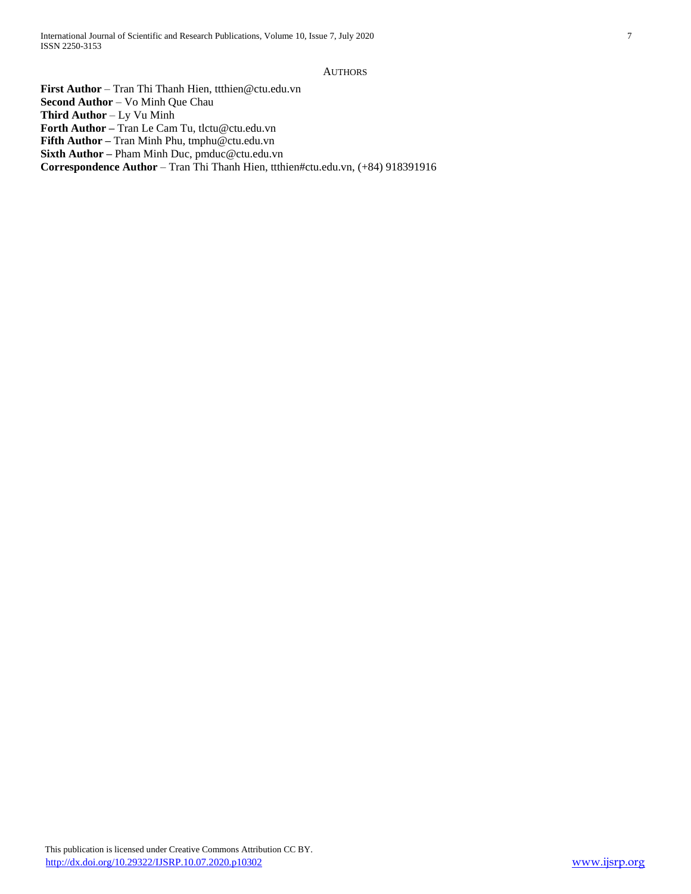## AUTHORS

**First Author** – Tran Thi Thanh Hien, ttthien@ctu.edu.vn
**Second Author** – Vo Minh Que Chau
**Third Author** – Ly Vu Minh
**Forth Author –** Tran Le Cam Tu, tlctu@ctu.edu.vn
**Fifth Author –** Tran Minh Phu, tmphu@ctu.edu.vn
**Sixth Author –** Pham Minh Duc, pmduc@ctu.edu.vn
**Correspondence Author** – Tran Thi Thanh Hien, ttthien#ctu.edu.vn, (+84) 918391916